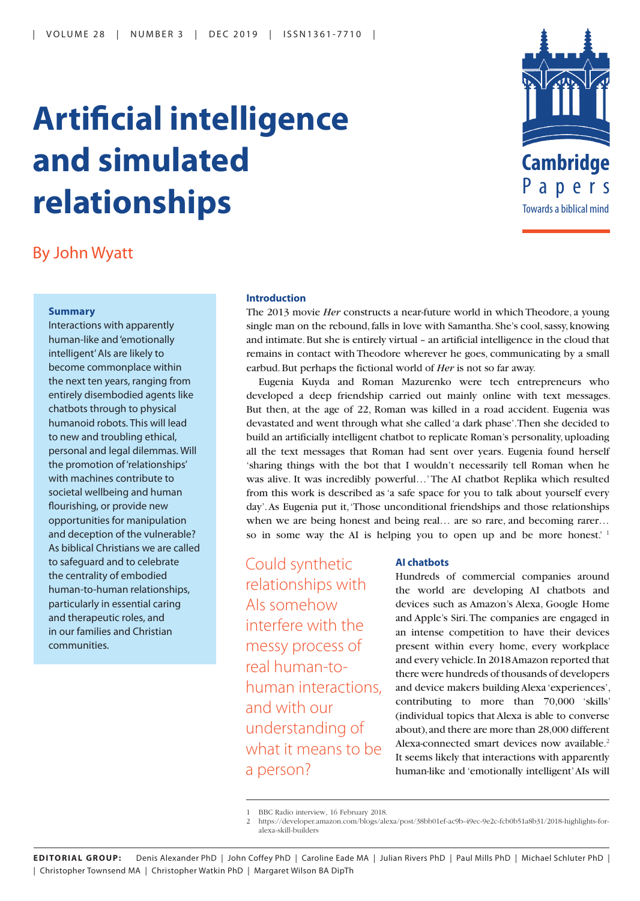# Artificial intelligence and simulated relationships

By John Wyatt

Cambridge Papers

Towards a biblical mind

**Summary**

Interactions with apparently human-like and 'emotionally intelligent' AIs are likely to become commonplace within the next ten years, ranging from entirely disembodied agents like chatbots through to physical humanoid robots. This will lead to new and troubling ethical, personal and legal dilemmas. Will the promotion of 'relationships' with machines contribute to societal wellbeing and human flourishing, or provide new opportunities for manipulation and deception of the vulnerable? As biblical Christians we are called to safeguard and to celebrate the centrality of embodied human-to-human relationships, particularly in essential caring and therapeutic roles, and in our families and Christian communities.

## Introduction

The 2013 movie *Her* constructs a near-future world in which Theodore, a young single man on the rebound, falls in love with Samantha. She's cool, sassy, knowing and intimate. But she is entirely virtual – an artificial intelligence in the cloud that remains in contact with Theodore wherever he goes, communicating by a small earbud. But perhaps the fictional world of *Her* is not so far away.

Eugenia Kuyda and Roman Mazurenko were tech entrepreneurs who developed a deep friendship carried out mainly online with text messages. But then, at the age of 22, Roman was killed in a road accident. Eugenia was devastated and went through what she called 'a dark phase'. Then she decided to build an artificially intelligent chatbot to replicate Roman's personality, uploading all the text messages that Roman had sent over years. Eugenia found herself 'sharing things with the bot that I wouldn't necessarily tell Roman when he was alive. It was incredibly powerful…' The AI chatbot Replika which resulted from this work is described as 'a safe space for you to talk about yourself every day'. As Eugenia put it, 'Those unconditional friendships and those relationships when we are being honest and being real… are so rare, and becoming rarer… so in some way the AI is helping you to open up and be more honest.' [1]

> Could synthetic relationships with AIs somehow interfere with the messy process of real human-to-human interactions, and with our understanding of what it means to be a person?

### AI chatbots

Hundreds of commercial companies around the world are developing AI chatbots and devices such as Amazon's Alexa, Google Home and Apple's Siri. The companies are engaged in an intense competition to have their devices present within every home, every workplace and every vehicle. In 2018 Amazon reported that there were hundreds of thousands of developers and device makers building Alexa 'experiences', contributing to more than 70,000 'skills' (individual topics that Alexa is able to converse about), and there are more than 28,000 different Alexa-connected smart devices now available.[2] It seems likely that interactions with apparently human-like and 'emotionally intelligent' AIs will

---

1 BBC Radio interview, 16 February 2018.

2 https://developer.amazon.com/blogs/alexa/post/38bb01ef-ac9b-49ec-9e2c-fcb0b51a8b31/2018-highlights-for-alexa-skill-builders

**EDITORIAL GROUP:** Denis Alexander PhD | John Coffey PhD | Caroline Eade MA | Julian Rivers PhD | Paul Mills PhD | Michael Schluter PhD | Christopher Townsend MA | Christopher Watkin PhD | Margaret Wilson BA DipTh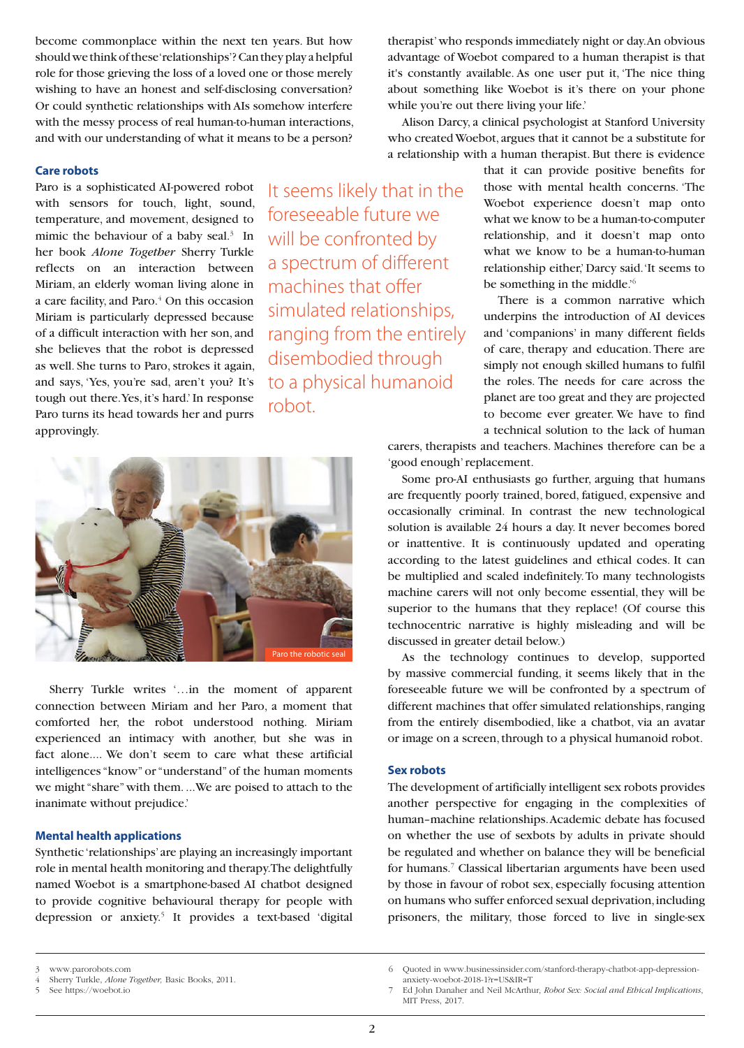become commonplace within the next ten years. But how should we think of these 'relationships'? Can they play a helpful role for those grieving the loss of a loved one or those merely wishing to have an honest and self-disclosing conversation? Or could synthetic relationships with AIs somehow interfere with the messy process of real human-to-human interactions, and with our understanding of what it means to be a person?

### Care robots

Paro is a sophisticated AI-powered robot with sensors for touch, light, sound, temperature, and movement, designed to mimic the behaviour of a baby seal.[3] In her book *Alone Together* Sherry Turkle reflects on an interaction between Miriam, an elderly woman living alone in a care facility, and Paro.[4] On this occasion Miriam is particularly depressed because of a difficult interaction with her son, and she believes that the robot is depressed as well. She turns to Paro, strokes it again, and says, 'Yes, you're sad, aren't you? It's tough out there. Yes, it's hard.' In response Paro turns its head towards her and purrs approvingly.

> It seems likely that in the foreseeable future we will be confronted by a spectrum of different machines that offer simulated relationships, ranging from the entirely disembodied through to a physical humanoid robot.

Paro the robotic seal

Sherry Turkle writes '…in the moment of apparent connection between Miriam and her Paro, a moment that comforted her, the robot understood nothing. Miriam experienced an intimacy with another, but she was in fact alone.… We don't seem to care what these artificial intelligences "know" or "understand" of the human moments we might "share" with them. …We are poised to attach to the inanimate without prejudice.'

### Mental health applications

Synthetic 'relationships' are playing an increasingly important role in mental health monitoring and therapy. The delightfully named Woebot is a smartphone-based AI chatbot designed to provide cognitive behavioural therapy for people with depression or anxiety.[5] It provides a text-based 'digital therapist' who responds immediately night or day. An obvious advantage of Woebot compared to a human therapist is that it's constantly available. As one user put it, 'The nice thing about something like Woebot is it's there on your phone while you're out there living your life.'

Alison Darcy, a clinical psychologist at Stanford University who created Woebot, argues that it cannot be a substitute for a relationship with a human therapist. But there is evidence that it can provide positive benefits for those with mental health concerns. 'The Woebot experience doesn't map onto what we know to be a human-to-computer relationship, and it doesn't map onto what we know to be a human-to-human relationship either,' Darcy said. 'It seems to be something in the middle.'[6]

There is a common narrative which underpins the introduction of AI devices and 'companions' in many different fields of care, therapy and education. There are simply not enough skilled humans to fulfil the roles. The needs for care across the planet are too great and they are projected to become ever greater. We have to find a technical solution to the lack of human carers, therapists and teachers. Machines therefore can be a 'good enough' replacement.

Some pro-AI enthusiasts go further, arguing that humans are frequently poorly trained, bored, fatigued, expensive and occasionally criminal. In contrast the new technological solution is available 24 hours a day. It never becomes bored or inattentive. It is continuously updated and operating according to the latest guidelines and ethical codes. It can be multiplied and scaled indefinitely. To many technologists machine carers will not only become essential, they will be superior to the humans that they replace! (Of course this technocentric narrative is highly misleading and will be discussed in greater detail below.)

As the technology continues to develop, supported by massive commercial funding, it seems likely that in the foreseeable future we will be confronted by a spectrum of different machines that offer simulated relationships, ranging from the entirely disembodied, like a chatbot, via an avatar or image on a screen, through to a physical humanoid robot.

### Sex robots

The development of artificially intelligent sex robots provides another perspective for engaging in the complexities of human–machine relationships. Academic debate has focused on whether the use of sexbots by adults in private should be regulated and whether on balance they will be beneficial for humans.[7] Classical libertarian arguments have been used by those in favour of robot sex, especially focusing attention on humans who suffer enforced sexual deprivation, including prisoners, the military, those forced to live in single-sex

---

3 www.parorobots.com
4 Sherry Turkle, *Alone Together,* Basic Books, 2011.
5 See https://woebot.io
6 Quoted in www.businessinsider.com/stanford-therapy-chatbot-app-depression-anxiety-woebot-2018-1?r=US&IR=T
7 Ed John Danaher and Neil McArthur, *Robot Sex: Social and Ethical Implications,* MIT Press, 2017.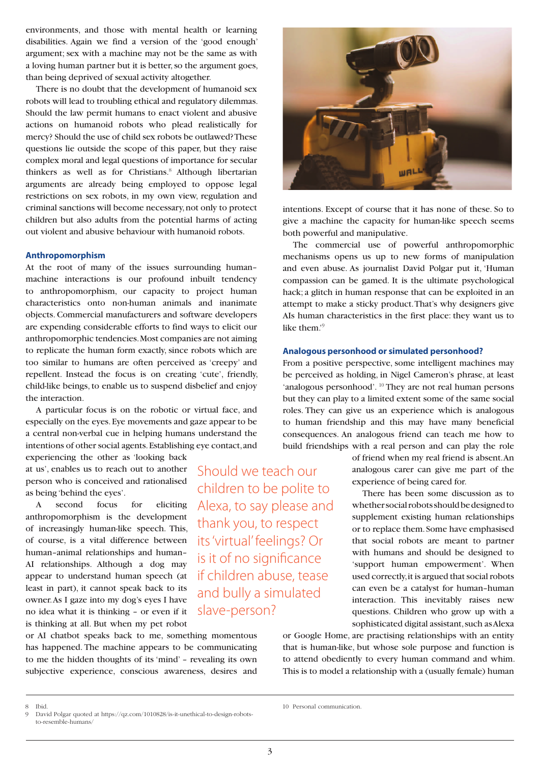environments, and those with mental health or learning disabilities. Again we find a version of the 'good enough' argument; sex with a machine may not be the same as with a loving human partner but it is better, so the argument goes, than being deprived of sexual activity altogether.

There is no doubt that the development of humanoid sex robots will lead to troubling ethical and regulatory dilemmas. Should the law permit humans to enact violent and abusive actions on humanoid robots who plead realistically for mercy? Should the use of child sex robots be outlawed? These questions lie outside the scope of this paper, but they raise complex moral and legal questions of importance for secular thinkers as well as for Christians.[8] Although libertarian arguments are already being employed to oppose legal restrictions on sex robots, in my own view, regulation and criminal sanctions will become necessary, not only to protect children but also adults from the potential harms of acting out violent and abusive behaviour with humanoid robots.

## Anthropomorphism

At the root of many of the issues surrounding human-machine interactions is our profound inbuilt tendency to anthropomorphism, our capacity to project human characteristics onto non-human animals and inanimate objects. Commercial manufacturers and software developers are expending considerable efforts to find ways to elicit our anthropomorphic tendencies. Most companies are not aiming to replicate the human form exactly, since robots which are too similar to humans are often perceived as 'creepy' and repellent. Instead the focus is on creating 'cute', friendly, child-like beings, to enable us to suspend disbelief and enjoy the interaction.

A particular focus is on the robotic or virtual face, and especially on the eyes. Eye movements and gaze appear to be a central non-verbal cue in helping humans understand the intentions of other social agents. Establishing eye contact, and experiencing the other as 'looking back at us', enables us to reach out to another person who is conceived and rationalised as being 'behind the eyes'.

A second focus for eliciting anthropomorphism is the development of increasingly human-like speech. This, of course, is a vital difference between human-animal relationships and human-AI relationships. Although a dog may appear to understand human speech (at least in part), it cannot speak back to its owner. As I gaze into my dog's eyes I have no idea what it is thinking – or even if it is thinking at all. But when my pet robot or AI chatbot speaks back to me, something momentous has happened. The machine appears to be communicating to me the hidden thoughts of its 'mind' – revealing its own subjective experience, conscious awareness, desires and intentions. Except of course that it has none of these. So to give a machine the capacity for human-like speech seems both powerful and manipulative.

> Should we teach our children to be polite to Alexa, to say please and thank you, to respect its 'virtual' feelings? Or is it of no significance if children abuse, tease and bully a simulated slave-person?

The commercial use of powerful anthropomorphic mechanisms opens us up to new forms of manipulation and even abuse. As journalist David Polgar put it, 'Human compassion can be gamed. It is the ultimate psychological hack; a glitch in human response that can be exploited in an attempt to make a sticky product. That's why designers give AIs human characteristics in the first place: they want us to like them.'[9]

## Analogous personhood or simulated personhood?

From a positive perspective, some intelligent machines may be perceived as holding, in Nigel Cameron's phrase, at least 'analogous personhood'.[10] They are not real human persons but they can play to a limited extent some of the same social roles. They can give us an experience which is analogous to human friendship and this may have many beneficial consequences. An analogous friend can teach me how to build friendships with a real person and can play the role of friend when my real friend is absent. An analogous carer can give me part of the experience of being cared for.

There has been some discussion as to whether social robots should be designed to supplement existing human relationships or to replace them. Some have emphasised that social robots are meant to partner with humans and should be designed to 'support human empowerment'. When used correctly, it is argued that social robots can even be a catalyst for human-human interaction. This inevitably raises new questions. Children who grow up with a sophisticated digital assistant, such as Alexa or Google Home, are practising relationships with an entity that is human-like, but whose sole purpose and function is to attend obediently to every human command and whim. This is to model a relationship with a (usually female) human

---

8 Ibid.

9 David Polgar quoted at https://qz.com/1010828/is-it-unethical-to-design-robots-to-resemble-humans/

10 Personal communication.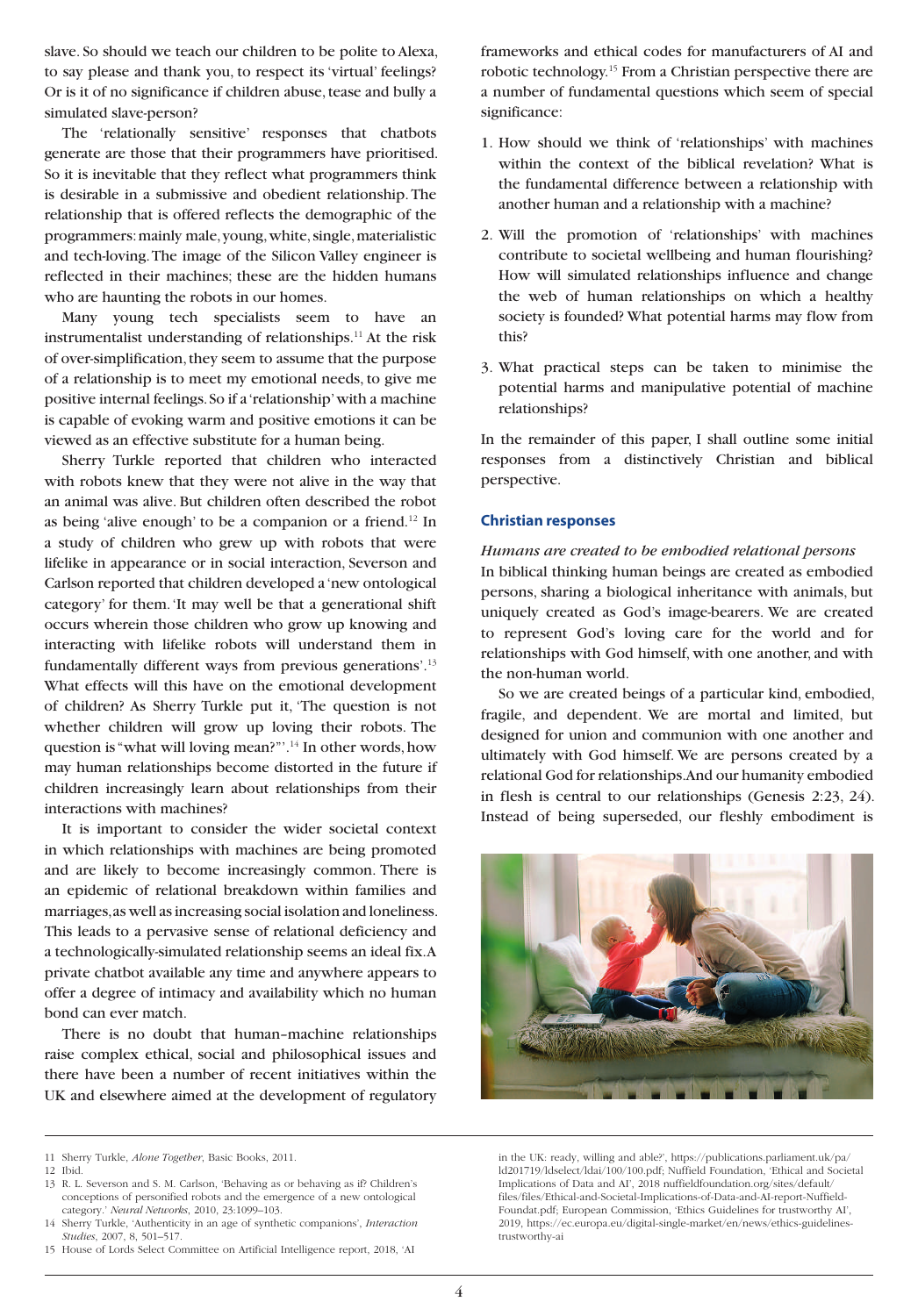slave. So should we teach our children to be polite to Alexa, to say please and thank you, to respect its 'virtual' feelings? Or is it of no significance if children abuse, tease and bully a simulated slave-person?

The 'relationally sensitive' responses that chatbots generate are those that their programmers have prioritised. So it is inevitable that they reflect what programmers think is desirable in a submissive and obedient relationship. The relationship that is offered reflects the demographic of the programmers: mainly male, young, white, single, materialistic and tech-loving. The image of the Silicon Valley engineer is reflected in their machines; these are the hidden humans who are haunting the robots in our homes.

Many young tech specialists seem to have an instrumentalist understanding of relationships.[11] At the risk of over-simplification, they seem to assume that the purpose of a relationship is to meet my emotional needs, to give me positive internal feelings. So if a 'relationship' with a machine is capable of evoking warm and positive emotions it can be viewed as an effective substitute for a human being.

Sherry Turkle reported that children who interacted with robots knew that they were not alive in the way that an animal was alive. But children often described the robot as being 'alive enough' to be a companion or a friend.[12] In a study of children who grew up with robots that were lifelike in appearance or in social interaction, Severson and Carlson reported that children developed a 'new ontological category' for them. 'It may well be that a generational shift occurs wherein those children who grow up knowing and interacting with lifelike robots will understand them in fundamentally different ways from previous generations'.[13] What effects will this have on the emotional development of children? As Sherry Turkle put it, 'The question is not whether children will grow up loving their robots. The question is "what will loving mean?"'.[14] In other words, how may human relationships become distorted in the future if children increasingly learn about relationships from their interactions with machines?

It is important to consider the wider societal context in which relationships with machines are being promoted and are likely to become increasingly common. There is an epidemic of relational breakdown within families and marriages, as well as increasing social isolation and loneliness. This leads to a pervasive sense of relational deficiency and a technologically-simulated relationship seems an ideal fix. A private chatbot available any time and anywhere appears to offer a degree of intimacy and availability which no human bond can ever match.

There is no doubt that human–machine relationships raise complex ethical, social and philosophical issues and there have been a number of recent initiatives within the UK and elsewhere aimed at the development of regulatory frameworks and ethical codes for manufacturers of AI and robotic technology.[15] From a Christian perspective there are a number of fundamental questions which seem of special significance:

1. How should we think of 'relationships' with machines within the context of the biblical revelation? What is the fundamental difference between a relationship with another human and a relationship with a machine?
2. Will the promotion of 'relationships' with machines contribute to societal wellbeing and human flourishing? How will simulated relationships influence and change the web of human relationships on which a healthy society is founded? What potential harms may flow from this?
3. What practical steps can be taken to minimise the potential harms and manipulative potential of machine relationships?

In the remainder of this paper, I shall outline some initial responses from a distinctively Christian and biblical perspective.

## Christian responses

*Humans are created to be embodied relational persons*

In biblical thinking human beings are created as embodied persons, sharing a biological inheritance with animals, but uniquely created as God's image-bearers. We are created to represent God's loving care for the world and for relationships with God himself, with one another, and with the non-human world.

So we are created beings of a particular kind, embodied, fragile, and dependent. We are mortal and limited, but designed for union and communion with one another and ultimately with God himself. We are persons created by a relational God for relationships. And our humanity embodied in flesh is central to our relationships (Genesis 2:23, 24). Instead of being superseded, our fleshly embodiment is

---

11 Sherry Turkle, *Alone Together*, Basic Books, 2011.

12 Ibid.

13 R. L. Severson and S. M. Carlson, 'Behaving as or behaving as if? Children's conceptions of personified robots and the emergence of a new ontological category.' *Neural Networks*, 2010, 23:1099–103.

14 Sherry Turkle, 'Authenticity in an age of synthetic companions', *Interaction Studies*, 2007, 8, 501–517.

15 House of Lords Select Committee on Artificial Intelligence report, 2018, 'AI in the UK: ready, willing and able?', https://publications.parliament.uk/pa/ld201719/ldselect/ldai/100/100.pdf; Nuffield Foundation, 'Ethical and Societal Implications of Data and AI', 2018 nuffieldfoundation.org/sites/default/files/files/Ethical-and-Societal-Implications-of-Data-and-AI-report-Nuffield-Foundat.pdf; European Commission, 'Ethics Guidelines for trustworthy AI', 2019, https://ec.europa.eu/digital-single-market/en/news/ethics-guidelines-trustworthy-ai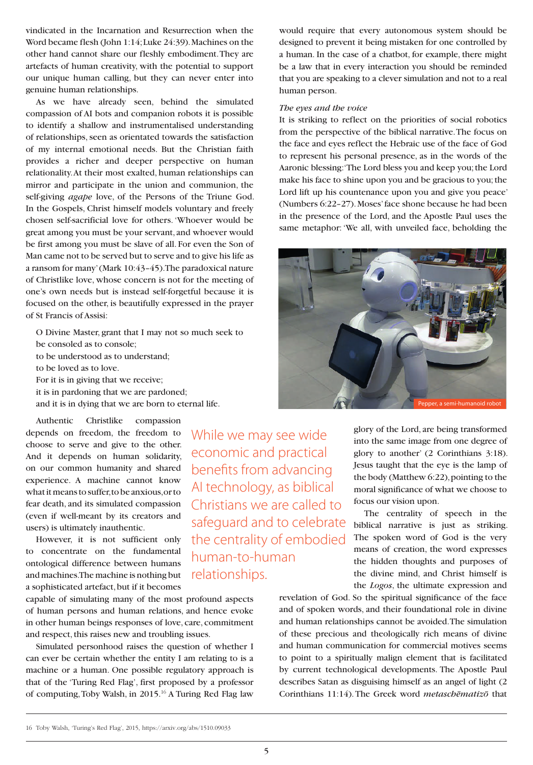vindicated in the Incarnation and Resurrection when the Word became flesh (John 1:14; Luke 24:39). Machines on the other hand cannot share our fleshly embodiment. They are artefacts of human creativity, with the potential to support our unique human calling, but they can never enter into genuine human relationships.

As we have already seen, behind the simulated compassion of AI bots and companion robots it is possible to identify a shallow and instrumentalised understanding of relationships, seen as orientated towards the satisfaction of my internal emotional needs. But the Christian faith provides a richer and deeper perspective on human relationality. At their most exalted, human relationships can mirror and participate in the union and communion, the self-giving *agape* love, of the Persons of the Triune God. In the Gospels, Christ himself models voluntary and freely chosen self-sacrificial love for others. 'Whoever would be great among you must be your servant, and whoever would be first among you must be slave of all. For even the Son of Man came not to be served but to serve and to give his life as a ransom for many' (Mark 10:43–45). The paradoxical nature of Christlike love, whose concern is not for the meeting of one's own needs but is instead self-forgetful because it is focused on the other, is beautifully expressed in the prayer of St Francis of Assisi:

> O Divine Master, grant that I may not so much seek to be consoled as to console;
> to be understood as to understand;
> to be loved as to love.
> For it is in giving that we receive;
> it is in pardoning that we are pardoned;
> and it is in dying that we are born to eternal life.

Authentic Christlike compassion depends on freedom, the freedom to choose to serve and give to the other. And it depends on human solidarity, on our common humanity and shared experience. A machine cannot know what it means to suffer, to be anxious, or to fear death, and its simulated compassion (even if well-meant by its creators and users) is ultimately inauthentic.

> While we may see wide economic and practical benefits from advancing AI technology, as biblical Christians we are called to safeguard and to celebrate the centrality of embodied human-to-human relationships.

However, it is not sufficient only to concentrate on the fundamental ontological difference between humans and machines. The machine is nothing but a sophisticated artefact, but if it becomes capable of simulating many of the most profound aspects of human persons and human relations, and hence evoke in other human beings responses of love, care, commitment and respect, this raises new and troubling issues.

Simulated personhood raises the question of whether I can ever be certain whether the entity I am relating to is a machine or a human. One possible regulatory approach is that of the 'Turing Red Flag', first proposed by a professor of computing, Toby Walsh, in 2015.[16] A Turing Red Flag law would require that every autonomous system should be designed to prevent it being mistaken for one controlled by a human. In the case of a chatbot, for example, there might be a law that in every interaction you should be reminded that you are speaking to a clever simulation and not to a real human person.

### *The eyes and the voice*

It is striking to reflect on the priorities of social robotics from the perspective of the biblical narrative. The focus on the face and eyes reflect the Hebraic use of the face of God to represent his personal presence, as in the words of the Aaronic blessing: 'The Lord bless you and keep you; the Lord make his face to shine upon you and be gracious to you; the Lord lift up his countenance upon you and give you peace' (Numbers 6:22–27). Moses' face shone because he had been in the presence of the Lord, and the Apostle Paul uses the same metaphor: 'We all, with unveiled face, beholding the glory of the Lord, are being transformed into the same image from one degree of glory to another' (2 Corinthians 3:18). Jesus taught that the eye is the lamp of the body (Matthew 6:22), pointing to the moral significance of what we choose to focus our vision upon.

Pepper, a semi-humanoid robot

The centrality of speech in the biblical narrative is just as striking. The spoken word of God is the very means of creation, the word expresses the hidden thoughts and purposes of the divine mind, and Christ himself is the *Logos*, the ultimate expression and revelation of God. So the spiritual significance of the face and of spoken words, and their foundational role in divine and human relationships cannot be avoided. The simulation of these precious and theologically rich means of divine and human communication for commercial motives seems to point to a spiritually malign element that is facilitated by current technological developments. The Apostle Paul describes Satan as disguising himself as an angel of light (2 Corinthians 11:14). The Greek word *metaschēmatizō* that

---

16 Toby Walsh, 'Turing's Red Flag', 2015, https://arxiv.org/abs/1510.09033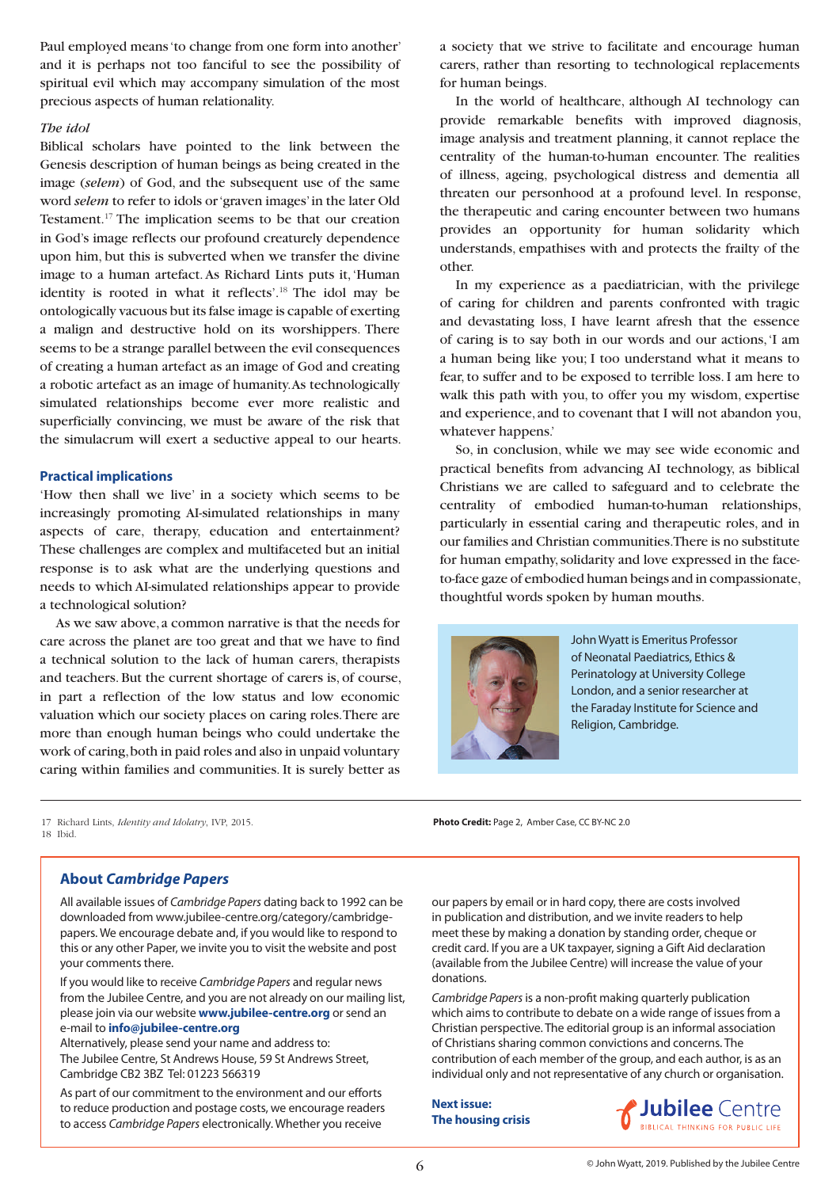Paul employed means 'to change from one form into another' and it is perhaps not too fanciful to see the possibility of spiritual evil which may accompany simulation of the most precious aspects of human relationality.

*The idol*

Biblical scholars have pointed to the link between the Genesis description of human beings as being created in the image (*selem*) of God, and the subsequent use of the same word *selem* to refer to idols or 'graven images' in the later Old Testament.[17] The implication seems to be that our creation in God's image reflects our profound creaturely dependence upon him, but this is subverted when we transfer the divine image to a human artefact. As Richard Lints puts it, 'Human identity is rooted in what it reflects'.[18] The idol may be ontologically vacuous but its false image is capable of exerting a malign and destructive hold on its worshippers. There seems to be a strange parallel between the evil consequences of creating a human artefact as an image of God and creating a robotic artefact as an image of humanity. As technologically simulated relationships become ever more realistic and superficially convincing, we must be aware of the risk that the simulacrum will exert a seductive appeal to our hearts.

## Practical implications

'How then shall we live' in a society which seems to be increasingly promoting AI-simulated relationships in many aspects of care, therapy, education and entertainment? These challenges are complex and multifaceted but an initial response is to ask what are the underlying questions and needs to which AI-simulated relationships appear to provide a technological solution?

As we saw above, a common narrative is that the needs for care across the planet are too great and that we have to find a technical solution to the lack of human carers, therapists and teachers. But the current shortage of carers is, of course, in part a reflection of the low status and low economic valuation which our society places on caring roles. There are more than enough human beings who could undertake the work of caring, both in paid roles and also in unpaid voluntary caring within families and communities. It is surely better as a society that we strive to facilitate and encourage human carers, rather than resorting to technological replacements for human beings.

In the world of healthcare, although AI technology can provide remarkable benefits with improved diagnosis, image analysis and treatment planning, it cannot replace the centrality of the human-to-human encounter. The realities of illness, ageing, psychological distress and dementia all threaten our personhood at a profound level. In response, the therapeutic and caring encounter between two humans provides an opportunity for human solidarity which understands, empathises with and protects the frailty of the other.

In my experience as a paediatrician, with the privilege of caring for children and parents confronted with tragic and devastating loss, I have learnt afresh that the essence of caring is to say both in our words and our actions, 'I am a human being like you; I too understand what it means to fear, to suffer and to be exposed to terrible loss. I am here to walk this path with you, to offer you my wisdom, expertise and experience, and to covenant that I will not abandon you, whatever happens.'

So, in conclusion, while we may see wide economic and practical benefits from advancing AI technology, as biblical Christians we are called to safeguard and to celebrate the centrality of embodied human-to-human relationships, particularly in essential caring and therapeutic roles, and in our families and Christian communities. There is no substitute for human empathy, solidarity and love expressed in the face-to-face gaze of embodied human beings and in compassionate, thoughtful words spoken by human mouths.

John Wyatt is Emeritus Professor of Neonatal Paediatrics, Ethics & Perinatology at University College London, and a senior researcher at the Faraday Institute for Science and Religion, Cambridge.

17 Richard Lints, *Identity and Idolatry*, IVP, 2015.
18 Ibid.

**Photo Credit:** Page 2, Amber Case, CC BY-NC 2.0

## About *Cambridge Papers*

All available issues of *Cambridge Papers* dating back to 1992 can be downloaded from www.jubilee-centre.org/category/cambridge-papers. We encourage debate and, if you would like to respond to this or any other Paper, we invite you to visit the website and post your comments there.

If you would like to receive *Cambridge Papers* and regular news from the Jubilee Centre, and you are not already on our mailing list, please join via our website **www.jubilee-centre.org** or send an e-mail to **info@jubilee-centre.org**
Alternatively, please send your name and address to:
The Jubilee Centre, St Andrews House, 59 St Andrews Street, Cambridge CB2 3BZ Tel: 01223 566319

As part of our commitment to the environment and our efforts to reduce production and postage costs, we encourage readers to access *Cambridge Papers* electronically. Whether you receive our papers by email or in hard copy, there are costs involved in publication and distribution, and we invite readers to help meet these by making a donation by standing order, cheque or credit card. If you are a UK taxpayer, signing a Gift Aid declaration (available from the Jubilee Centre) will increase the value of your donations.

*Cambridge Papers* is a non-profit making quarterly publication which aims to contribute to debate on a wide range of issues from a Christian perspective. The editorial group is an informal association of Christians sharing common convictions and concerns. The contribution of each member of the group, and each author, is as an individual only and not representative of any church or organisation.

**Next issue:**
**The housing crisis**

Jubilee Centre
BIBLICAL THINKING FOR PUBLIC LIFE

© John Wyatt, 2019. Published by the Jubilee Centre